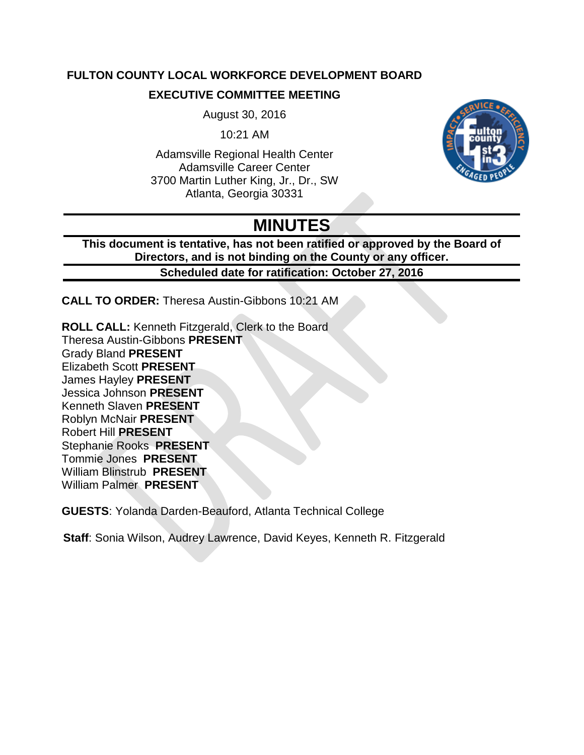**FULTON COUNTY LOCAL WORKFORCE DEVELOPMENT BOARD**

**EXECUTIVE COMMITTEE MEETING**

August 30, 2016

10:21 AM

Adamsville Regional Health Center
Adamsville Career Center
3700 Martin Luther King, Jr., Dr., SW
Atlanta, Georgia 30331

# MINUTES

**This document is tentative, has not been ratified or approved by the Board of Directors, and is not binding on the County or any officer.**

**Scheduled date for ratification: October 27, 2016**

**CALL TO ORDER:** Theresa Austin-Gibbons 10:21 AM

**ROLL CALL:** Kenneth Fitzgerald, Clerk to the Board
Theresa Austin-Gibbons **PRESENT**
Grady Bland **PRESENT**
Elizabeth Scott **PRESENT**
James Hayley **PRESENT**
Jessica Johnson **PRESENT**
Kenneth Slaven **PRESENT**
Roblyn McNair **PRESENT**
Robert Hill **PRESENT**
Stephanie Rooks **PRESENT**
Tommie Jones **PRESENT**
William Blinstrub **PRESENT**
William Palmer **PRESENT**

**GUESTS**: Yolanda Darden-Beauford, Atlanta Technical College

**Staff**: Sonia Wilson, Audrey Lawrence, David Keyes, Kenneth R. Fitzgerald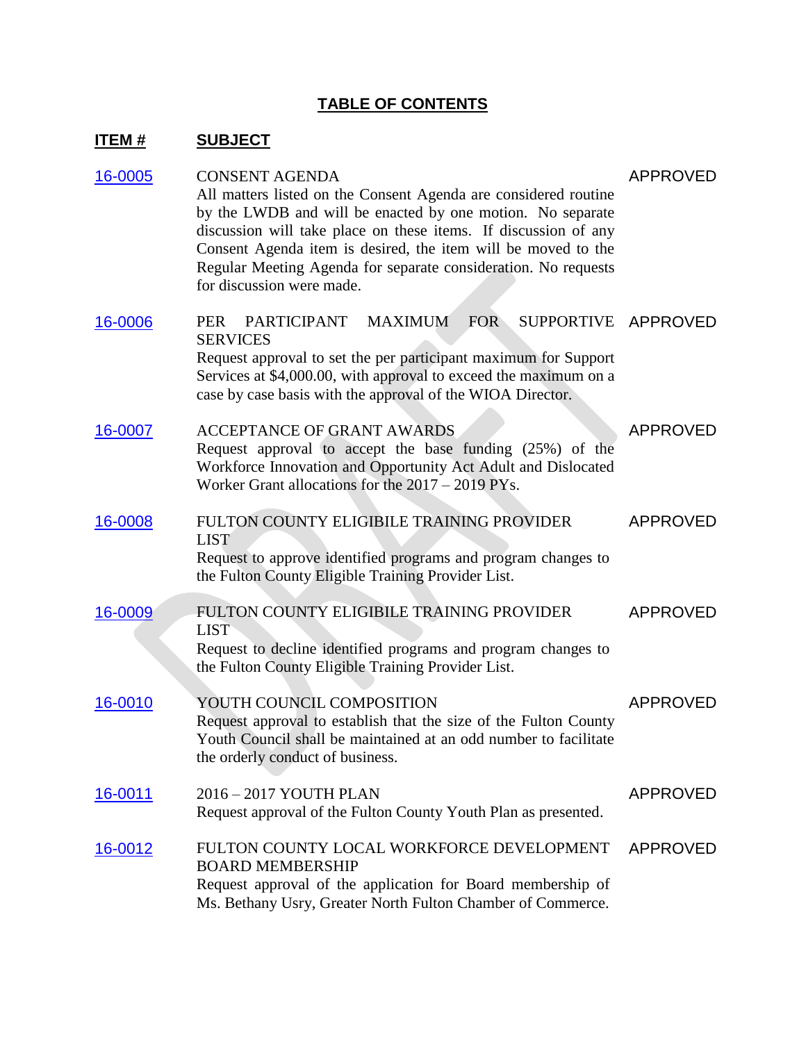# TABLE OF CONTENTS

| ITEM # | SUBJECT | |
|---|---|---|
| 16-0005 | CONSENT AGENDA<br>All matters listed on the Consent Agenda are considered routine by the LWDB and will be enacted by one motion. No separate discussion will take place on these items. If discussion of any Consent Agenda item is desired, the item will be moved to the Regular Meeting Agenda for separate consideration. No requests for discussion were made. | APPROVED |
| 16-0006 | PER PARTICIPANT MAXIMUM FOR SUPPORTIVE SERVICES<br>Request approval to set the per participant maximum for Support Services at $4,000.00, with approval to exceed the maximum on a case by case basis with the approval of the WIOA Director. | APPROVED |
| 16-0007 | ACCEPTANCE OF GRANT AWARDS<br>Request approval to accept the base funding (25%) of the Workforce Innovation and Opportunity Act Adult and Dislocated Worker Grant allocations for the 2017 – 2019 PYs. | APPROVED |
| 16-0008 | FULTON COUNTY ELIGIBILE TRAINING PROVIDER LIST<br>Request to approve identified programs and program changes to the Fulton County Eligible Training Provider List. | APPROVED |
| 16-0009 | FULTON COUNTY ELIGIBILE TRAINING PROVIDER LIST<br>Request to decline identified programs and program changes to the Fulton County Eligible Training Provider List. | APPROVED |
| 16-0010 | YOUTH COUNCIL COMPOSITION<br>Request approval to establish that the size of the Fulton County Youth Council shall be maintained at an odd number to facilitate the orderly conduct of business. | APPROVED |
| 16-0011 | 2016 – 2017 YOUTH PLAN<br>Request approval of the Fulton County Youth Plan as presented. | APPROVED |
| 16-0012 | FULTON COUNTY LOCAL WORKFORCE DEVELOPMENT BOARD MEMBERSHIP<br>Request approval of the application for Board membership of Ms. Bethany Usry, Greater North Fulton Chamber of Commerce. | APPROVED |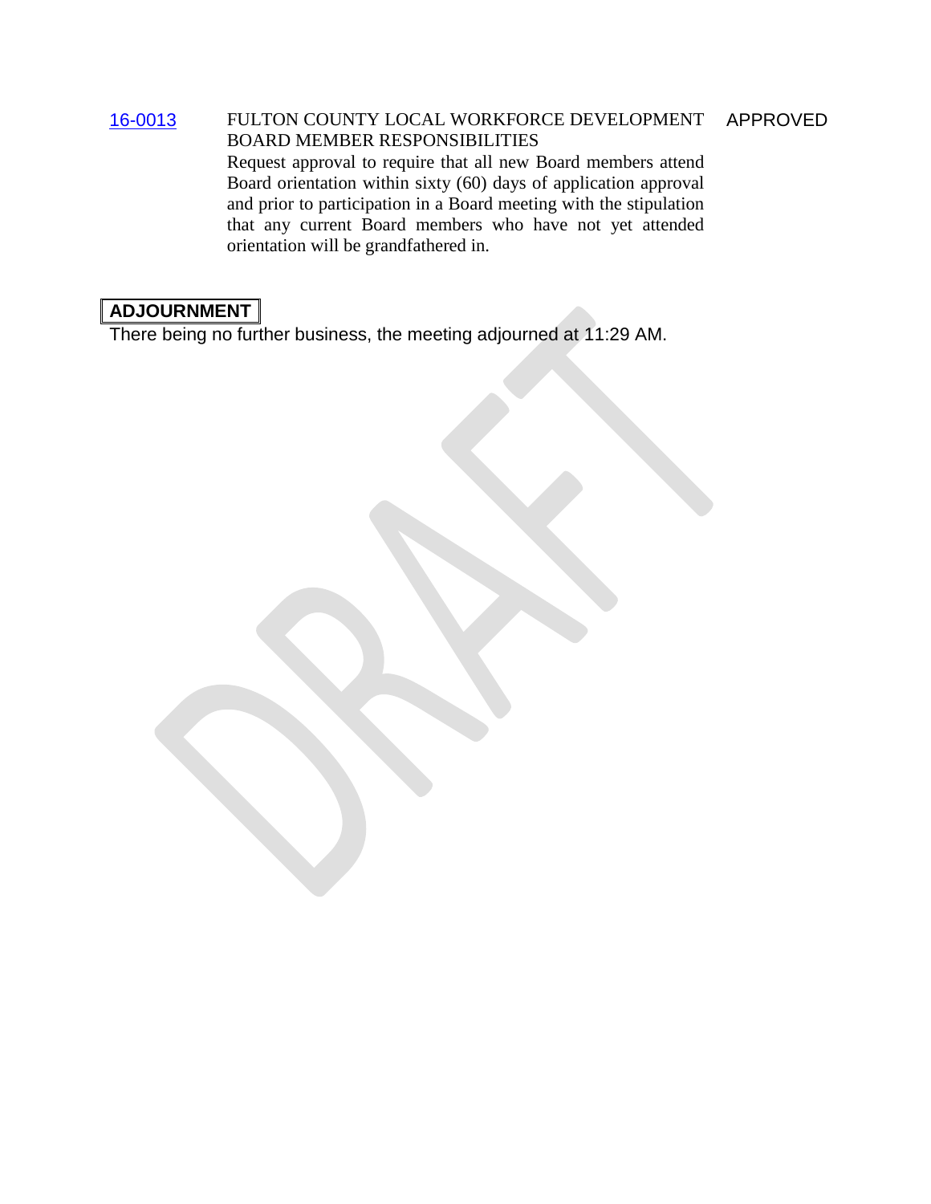| | | |
|---|---|---|
| 16-0013 | FULTON COUNTY LOCAL WORKFORCE DEVELOPMENT BOARD MEMBER RESPONSIBILITIES<br>Request approval to require that all new Board members attend Board orientation within sixty (60) days of application approval and prior to participation in a Board meeting with the stipulation that any current Board members who have not yet attended orientation will be grandfathered in. | APPROVED |

## ADJOURNMENT

There being no further business, the meeting adjourned at 11:29 AM.